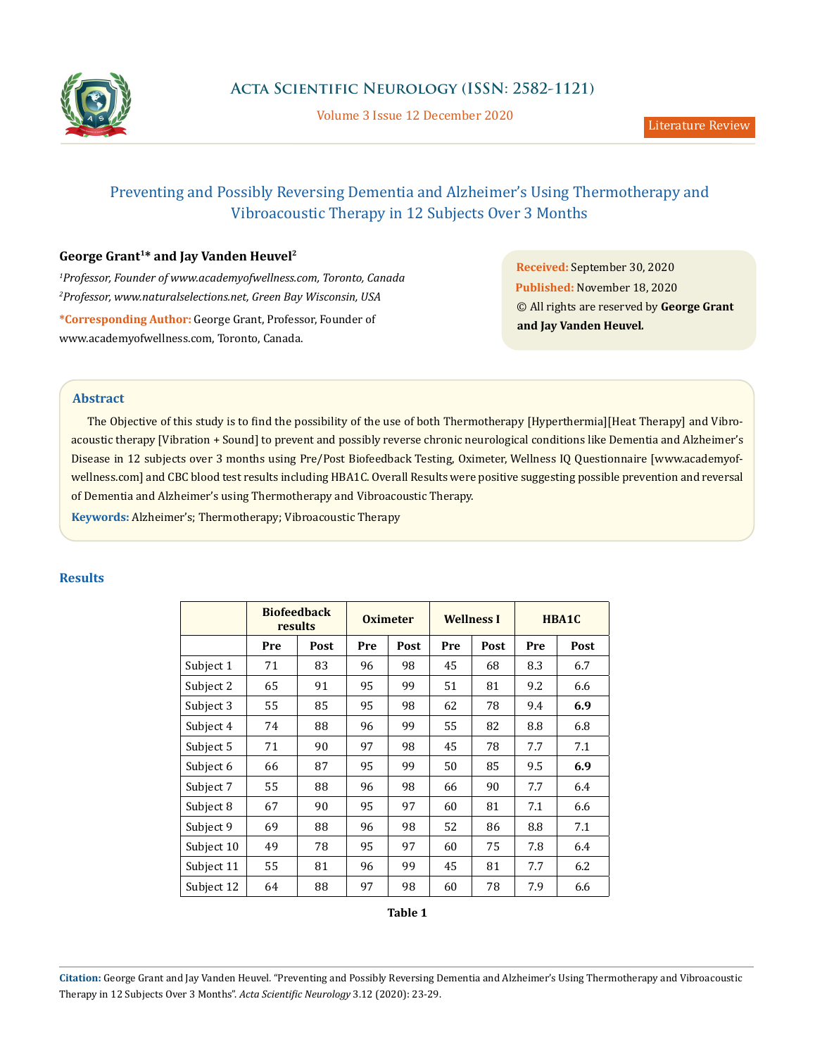Acta Scientific Neurology (ISSN: 2582-1121)

Volume 3 Issue 12 December 2020

Literature Review

# Preventing and Possibly Reversing Dementia and Alzheimer's Using Thermotherapy and Vibroacoustic Therapy in 12 Subjects Over 3 Months

**George Grant[1]* and Jay Vanden Heuvel[2]**

*[1]Professor, Founder of www.academyofwellness.com, Toronto, Canada*

*[2]Professor, www.naturalselections.net, Green Bay Wisconsin, USA*

**\*Corresponding Author:** George Grant, Professor, Founder of www.academyofwellness.com, Toronto, Canada.

**Received:** September 30, 2020

**Published:** November 18, 2020

© All rights are reserved by **George Grant and Jay Vanden Heuvel.**

## Abstract

The Objective of this study is to find the possibility of the use of both Thermotherapy [Hyperthermia][Heat Therapy] and Vibroacoustic therapy [Vibration + Sound] to prevent and possibly reverse chronic neurological conditions like Dementia and Alzheimer's Disease in 12 subjects over 3 months using Pre/Post Biofeedback Testing, Oximeter, Wellness IQ Questionnaire [www.academyofwellness.com] and CBC blood test results including HBA1C. Overall Results were positive suggesting possible prevention and reversal of Dementia and Alzheimer's using Thermotherapy and Vibroacoustic Therapy.

**Keywords:** Alzheimer's; Thermotherapy; Vibroacoustic Therapy

## Results

| | Biofeedback results | | Oximeter | | Wellness I | | HBA1C | |
|---|---|---|---|---|---|---|---|---|
| | Pre | Post | Pre | Post | Pre | Post | Pre | Post |
| Subject 1 | 71 | 83 | 96 | 98 | 45 | 68 | 8.3 | 6.7 |
| Subject 2 | 65 | 91 | 95 | 99 | 51 | 81 | 9.2 | 6.6 |
| Subject 3 | 55 | 85 | 95 | 98 | 62 | 78 | 9.4 | **6.9** |
| Subject 4 | 74 | 88 | 96 | 99 | 55 | 82 | 8.8 | 6.8 |
| Subject 5 | 71 | 90 | 97 | 98 | 45 | 78 | 7.7 | 7.1 |
| Subject 6 | 66 | 87 | 95 | 99 | 50 | 85 | 9.5 | **6.9** |
| Subject 7 | 55 | 88 | 96 | 98 | 66 | 90 | 7.7 | 6.4 |
| Subject 8 | 67 | 90 | 95 | 97 | 60 | 81 | 7.1 | 6.6 |
| Subject 9 | 69 | 88 | 96 | 98 | 52 | 86 | 8.8 | 7.1 |
| Subject 10 | 49 | 78 | 95 | 97 | 60 | 75 | 7.8 | 6.4 |
| Subject 11 | 55 | 81 | 96 | 99 | 45 | 81 | 7.7 | 6.2 |
| Subject 12 | 64 | 88 | 97 | 98 | 60 | 78 | 7.9 | 6.6 |

**Table 1**

**Citation:** George Grant and Jay Vanden Heuvel. "Preventing and Possibly Reversing Dementia and Alzheimer's Using Thermotherapy and Vibroacoustic Therapy in 12 Subjects Over 3 Months". *Acta Scientific Neurology* 3.12 (2020): 23-29.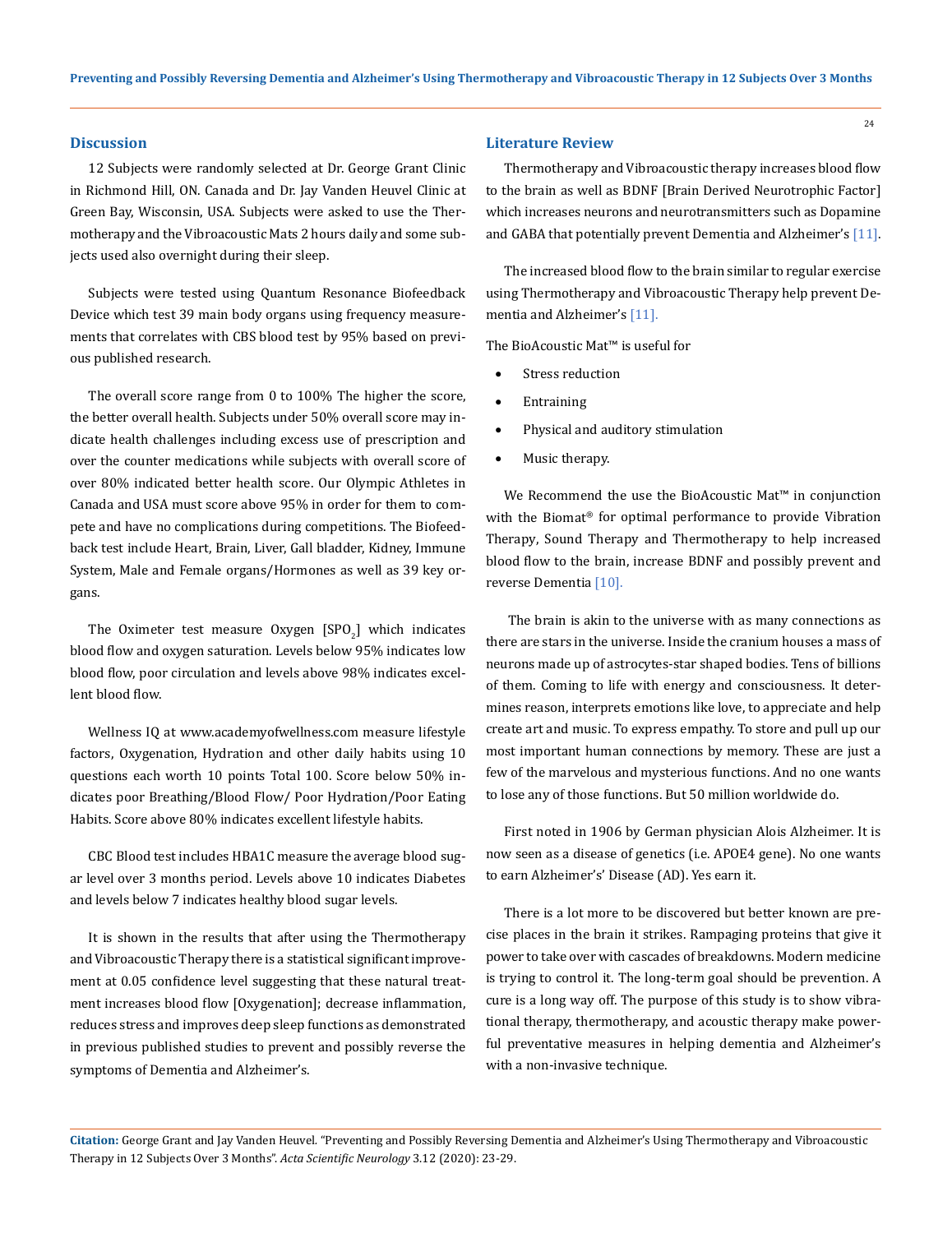## Discussion

12 Subjects were randomly selected at Dr. George Grant Clinic in Richmond Hill, ON. Canada and Dr. Jay Vanden Heuvel Clinic at Green Bay, Wisconsin, USA. Subjects were asked to use the Thermotherapy and the Vibroacoustic Mats 2 hours daily and some subjects used also overnight during their sleep.

Subjects were tested using Quantum Resonance Biofeedback Device which test 39 main body organs using frequency measurements that correlates with CBS blood test by 95% based on previous published research.

The overall score range from 0 to 100% The higher the score, the better overall health. Subjects under 50% overall score may indicate health challenges including excess use of prescription and over the counter medications while subjects with overall score of over 80% indicated better health score. Our Olympic Athletes in Canada and USA must score above 95% in order for them to compete and have no complications during competitions. The Biofeedback test include Heart, Brain, Liver, Gall bladder, Kidney, Immune System, Male and Female organs/Hormones as well as 39 key organs.

The Oximeter test measure Oxygen [$SPO_2$] which indicates blood flow and oxygen saturation. Levels below 95% indicates low blood flow, poor circulation and levels above 98% indicates excellent blood flow.

Wellness IQ at www.academyofwellness.com measure lifestyle factors, Oxygenation, Hydration and other daily habits using 10 questions each worth 10 points Total 100. Score below 50% indicates poor Breathing/Blood Flow/ Poor Hydration/Poor Eating Habits. Score above 80% indicates excellent lifestyle habits.

CBC Blood test includes HBA1C measure the average blood sugar level over 3 months period. Levels above 10 indicates Diabetes and levels below 7 indicates healthy blood sugar levels.

It is shown in the results that after using the Thermotherapy and Vibroacoustic Therapy there is a statistical significant improvement at 0.05 confidence level suggesting that these natural treatment increases blood flow [Oxygenation]; decrease inflammation, reduces stress and improves deep sleep functions as demonstrated in previous published studies to prevent and possibly reverse the symptoms of Dementia and Alzheimer's.

## Literature Review

Thermotherapy and Vibroacoustic therapy increases blood flow to the brain as well as BDNF [Brain Derived Neurotrophic Factor] which increases neurons and neurotransmitters such as Dopamine and GABA that potentially prevent Dementia and Alzheimer's [11].

The increased blood flow to the brain similar to regular exercise using Thermotherapy and Vibroacoustic Therapy help prevent Dementia and Alzheimer's [11].

The BioAcoustic Mat™ is useful for

- Stress reduction
- Entraining
- Physical and auditory stimulation
- Music therapy.

We Recommend the use the BioAcoustic Mat™ in conjunction with the Biomat® for optimal performance to provide Vibration Therapy, Sound Therapy and Thermotherapy to help increased blood flow to the brain, increase BDNF and possibly prevent and reverse Dementia [10].

The brain is akin to the universe with as many connections as there are stars in the universe. Inside the cranium houses a mass of neurons made up of astrocytes-star shaped bodies. Tens of billions of them. Coming to life with energy and consciousness. It determines reason, interprets emotions like love, to appreciate and help create art and music. To express empathy. To store and pull up our most important human connections by memory. These are just a few of the marvelous and mysterious functions. And no one wants to lose any of those functions. But 50 million worldwide do.

First noted in 1906 by German physician Alois Alzheimer. It is now seen as a disease of genetics (i.e. APOE4 gene). No one wants to earn Alzheimer's' Disease (AD). Yes earn it.

There is a lot more to be discovered but better known are precise places in the brain it strikes. Rampaging proteins that give it power to take over with cascades of breakdowns. Modern medicine is trying to control it. The long-term goal should be prevention. A cure is a long way off. The purpose of this study is to show vibrational therapy, thermotherapy, and acoustic therapy make powerful preventative measures in helping dementia and Alzheimer's with a non-invasive technique.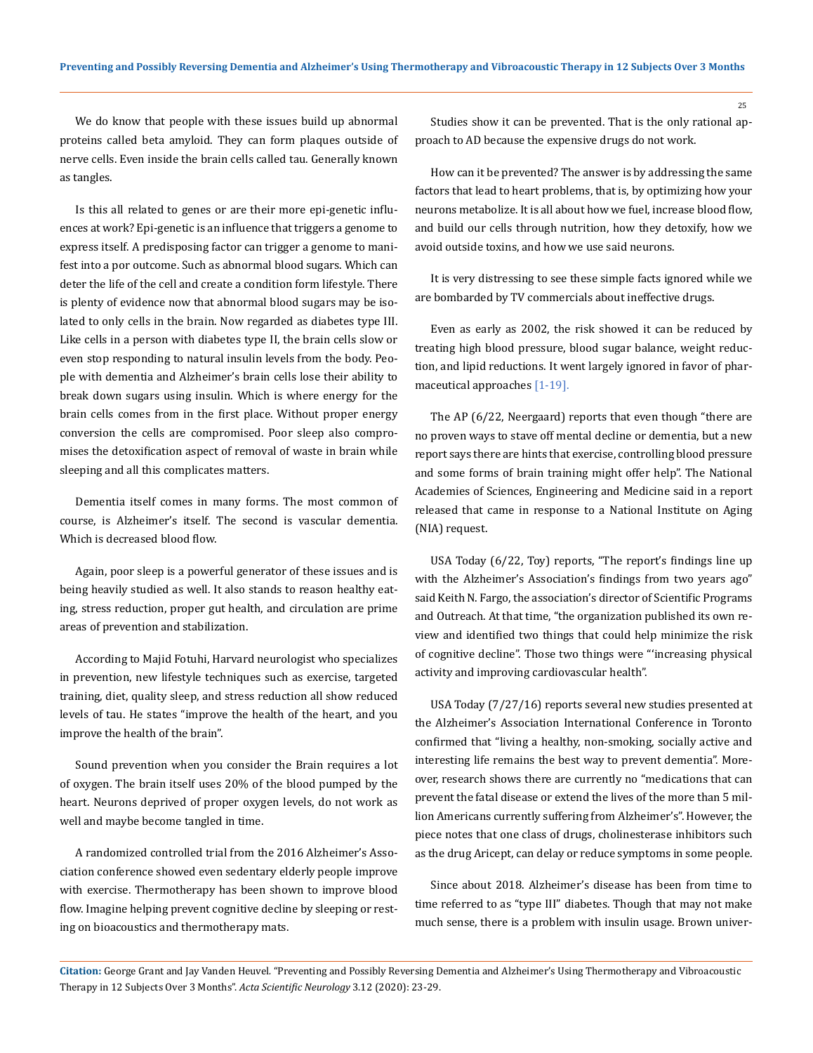We do know that people with these issues build up abnormal proteins called beta amyloid. They can form plaques outside of nerve cells. Even inside the brain cells called tau. Generally known as tangles.

Is this all related to genes or are their more epi-genetic influences at work? Epi-genetic is an influence that triggers a genome to express itself. A predisposing factor can trigger a genome to manifest into a por outcome. Such as abnormal blood sugars. Which can deter the life of the cell and create a condition form lifestyle. There is plenty of evidence now that abnormal blood sugars may be isolated to only cells in the brain. Now regarded as diabetes type III. Like cells in a person with diabetes type II, the brain cells slow or even stop responding to natural insulin levels from the body. People with dementia and Alzheimer's brain cells lose their ability to break down sugars using insulin. Which is where energy for the brain cells comes from in the first place. Without proper energy conversion the cells are compromised. Poor sleep also compromises the detoxification aspect of removal of waste in brain while sleeping and all this complicates matters.

Dementia itself comes in many forms. The most common of course, is Alzheimer's itself. The second is vascular dementia. Which is decreased blood flow.

Again, poor sleep is a powerful generator of these issues and is being heavily studied as well. It also stands to reason healthy eating, stress reduction, proper gut health, and circulation are prime areas of prevention and stabilization.

According to Majid Fotuhi, Harvard neurologist who specializes in prevention, new lifestyle techniques such as exercise, targeted training, diet, quality sleep, and stress reduction all show reduced levels of tau. He states "improve the health of the heart, and you improve the health of the brain".

Sound prevention when you consider the Brain requires a lot of oxygen. The brain itself uses 20% of the blood pumped by the heart. Neurons deprived of proper oxygen levels, do not work as well and maybe become tangled in time.

A randomized controlled trial from the 2016 Alzheimer's Association conference showed even sedentary elderly people improve with exercise. Thermotherapy has been shown to improve blood flow. Imagine helping prevent cognitive decline by sleeping or resting on bioacoustics and thermotherapy mats.

Studies show it can be prevented. That is the only rational approach to AD because the expensive drugs do not work.

How can it be prevented? The answer is by addressing the same factors that lead to heart problems, that is, by optimizing how your neurons metabolize. It is all about how we fuel, increase blood flow, and build our cells through nutrition, how they detoxify, how we avoid outside toxins, and how we use said neurons.

It is very distressing to see these simple facts ignored while we are bombarded by TV commercials about ineffective drugs.

Even as early as 2002, the risk showed it can be reduced by treating high blood pressure, blood sugar balance, weight reduction, and lipid reductions. It went largely ignored in favor of pharmaceutical approaches [1-19].

The AP (6/22, Neergaard) reports that even though "there are no proven ways to stave off mental decline or dementia, but a new report says there are hints that exercise, controlling blood pressure and some forms of brain training might offer help". The National Academies of Sciences, Engineering and Medicine said in a report released that came in response to a National Institute on Aging (NIA) request.

USA Today (6/22, Toy) reports, "The report's findings line up with the Alzheimer's Association's findings from two years ago" said Keith N. Fargo, the association's director of Scientific Programs and Outreach. At that time, "the organization published its own review and identified two things that could help minimize the risk of cognitive decline". Those two things were "'increasing physical activity and improving cardiovascular health".

USA Today (7/27/16) reports several new studies presented at the Alzheimer's Association International Conference in Toronto confirmed that "living a healthy, non-smoking, socially active and interesting life remains the best way to prevent dementia". Moreover, research shows there are currently no "medications that can prevent the fatal disease or extend the lives of the more than 5 million Americans currently suffering from Alzheimer's". However, the piece notes that one class of drugs, cholinesterase inhibitors such as the drug Aricept, can delay or reduce symptoms in some people.

Since about 2018. Alzheimer's disease has been from time to time referred to as "type III" diabetes. Though that may not make much sense, there is a problem with insulin usage. Brown univer-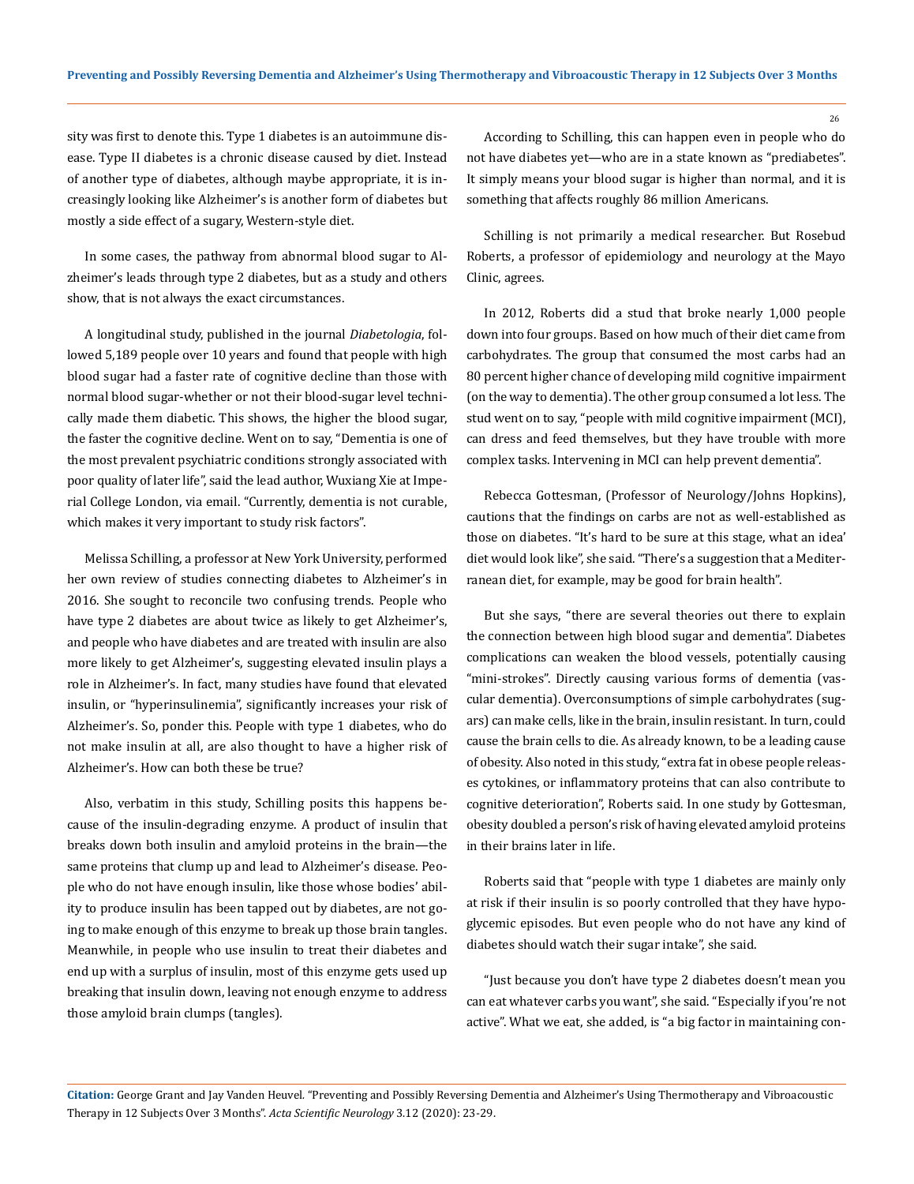sity was first to denote this. Type 1 diabetes is an autoimmune disease. Type II diabetes is a chronic disease caused by diet. Instead of another type of diabetes, although maybe appropriate, it is increasingly looking like Alzheimer's is another form of diabetes but mostly a side effect of a sugary, Western-style diet.

In some cases, the pathway from abnormal blood sugar to Alzheimer's leads through type 2 diabetes, but as a study and others show, that is not always the exact circumstances.

A longitudinal study, published in the journal *Diabetologia*, followed 5,189 people over 10 years and found that people with high blood sugar had a faster rate of cognitive decline than those with normal blood sugar-whether or not their blood-sugar level technically made them diabetic. This shows, the higher the blood sugar, the faster the cognitive decline. Went on to say, "Dementia is one of the most prevalent psychiatric conditions strongly associated with poor quality of later life", said the lead author, Wuxiang Xie at Imperial College London, via email. "Currently, dementia is not curable, which makes it very important to study risk factors".

Melissa Schilling, a professor at New York University, performed her own review of studies connecting diabetes to Alzheimer's in 2016. She sought to reconcile two confusing trends. People who have type 2 diabetes are about twice as likely to get Alzheimer's, and people who have diabetes and are treated with insulin are also more likely to get Alzheimer's, suggesting elevated insulin plays a role in Alzheimer's. In fact, many studies have found that elevated insulin, or "hyperinsulinemia", significantly increases your risk of Alzheimer's. So, ponder this. People with type 1 diabetes, who do not make insulin at all, are also thought to have a higher risk of Alzheimer's. How can both these be true?

Also, verbatim in this study, Schilling posits this happens because of the insulin-degrading enzyme. A product of insulin that breaks down both insulin and amyloid proteins in the brain—the same proteins that clump up and lead to Alzheimer's disease. People who do not have enough insulin, like those whose bodies' ability to produce insulin has been tapped out by diabetes, are not going to make enough of this enzyme to break up those brain tangles. Meanwhile, in people who use insulin to treat their diabetes and end up with a surplus of insulin, most of this enzyme gets used up breaking that insulin down, leaving not enough enzyme to address those amyloid brain clumps (tangles).

According to Schilling, this can happen even in people who do not have diabetes yet—who are in a state known as "prediabetes". It simply means your blood sugar is higher than normal, and it is something that affects roughly 86 million Americans.

Schilling is not primarily a medical researcher. But Rosebud Roberts, a professor of epidemiology and neurology at the Mayo Clinic, agrees.

In 2012, Roberts did a stud that broke nearly 1,000 people down into four groups. Based on how much of their diet came from carbohydrates. The group that consumed the most carbs had an 80 percent higher chance of developing mild cognitive impairment (on the way to dementia). The other group consumed a lot less. The stud went on to say, "people with mild cognitive impairment (MCI), can dress and feed themselves, but they have trouble with more complex tasks. Intervening in MCI can help prevent dementia".

Rebecca Gottesman, (Professor of Neurology/Johns Hopkins), cautions that the findings on carbs are not as well-established as those on diabetes. "It's hard to be sure at this stage, what an idea' diet would look like", she said. "There's a suggestion that a Mediterranean diet, for example, may be good for brain health".

But she says, "there are several theories out there to explain the connection between high blood sugar and dementia". Diabetes complications can weaken the blood vessels, potentially causing "mini-strokes". Directly causing various forms of dementia (vascular dementia). Overconsumptions of simple carbohydrates (sugars) can make cells, like in the brain, insulin resistant. In turn, could cause the brain cells to die. As already known, to be a leading cause of obesity. Also noted in this study, "extra fat in obese people releases cytokines, or inflammatory proteins that can also contribute to cognitive deterioration", Roberts said. In one study by Gottesman, obesity doubled a person's risk of having elevated amyloid proteins in their brains later in life.

Roberts said that "people with type 1 diabetes are mainly only at risk if their insulin is so poorly controlled that they have hypoglycemic episodes. But even people who do not have any kind of diabetes should watch their sugar intake", she said.

"Just because you don't have type 2 diabetes doesn't mean you can eat whatever carbs you want", she said. "Especially if you're not active". What we eat, she added, is "a big factor in maintaining con-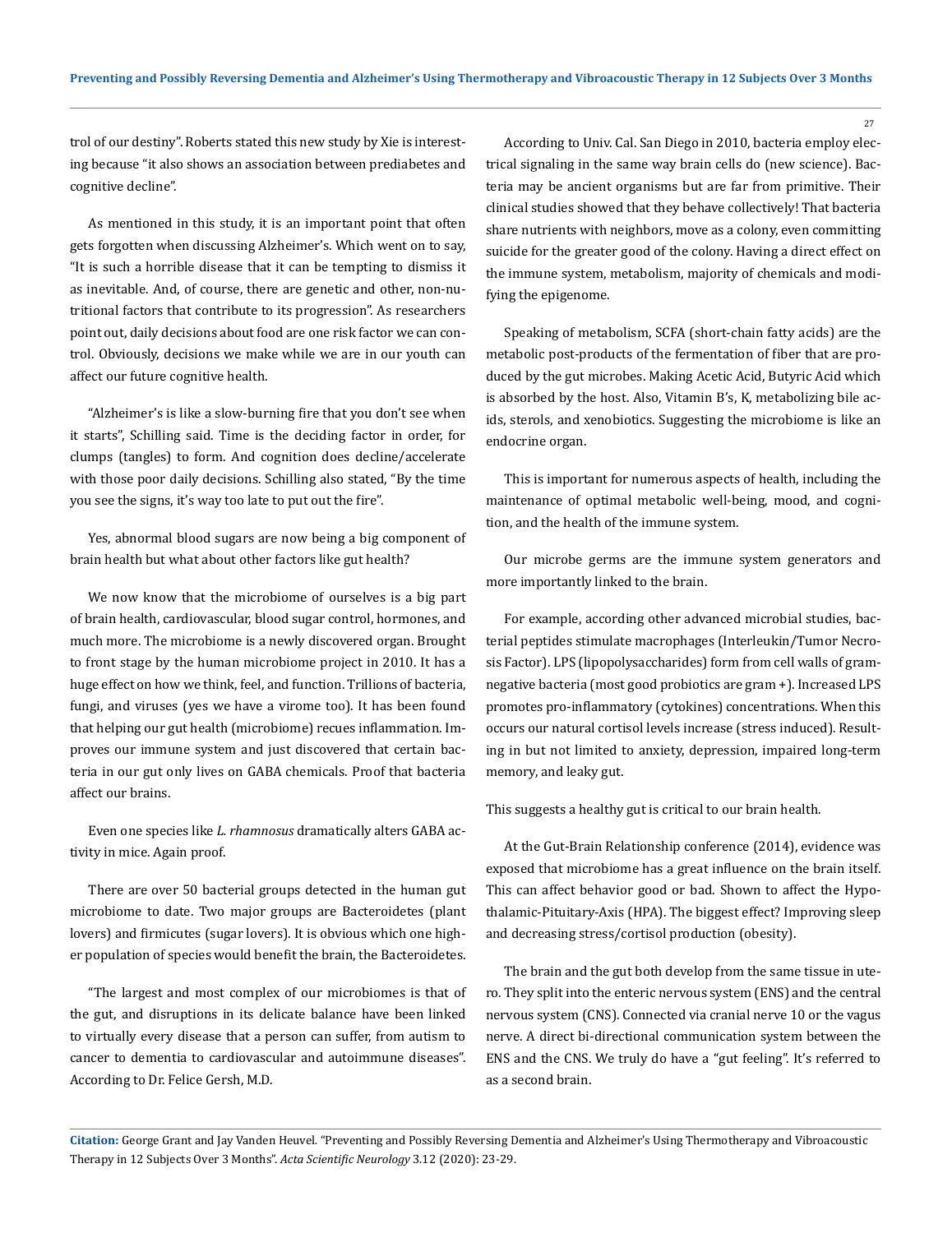trol of our destiny". Roberts stated this new study by Xie is interesting because "it also shows an association between prediabetes and cognitive decline".

As mentioned in this study, it is an important point that often gets forgotten when discussing Alzheimer's. Which went on to say, "It is such a horrible disease that it can be tempting to dismiss it as inevitable. And, of course, there are genetic and other, non-nutritional factors that contribute to its progression". As researchers point out, daily decisions about food are one risk factor we can control. Obviously, decisions we make while we are in our youth can affect our future cognitive health.

"Alzheimer's is like a slow-burning fire that you don't see when it starts", Schilling said. Time is the deciding factor in order, for clumps (tangles) to form. And cognition does decline/accelerate with those poor daily decisions. Schilling also stated, "By the time you see the signs, it's way too late to put out the fire".

Yes, abnormal blood sugars are now being a big component of brain health but what about other factors like gut health?

We now know that the microbiome of ourselves is a big part of brain health, cardiovascular, blood sugar control, hormones, and much more. The microbiome is a newly discovered organ. Brought to front stage by the human microbiome project in 2010. It has a huge effect on how we think, feel, and function. Trillions of bacteria, fungi, and viruses (yes we have a virome too). It has been found that helping our gut health (microbiome) recues inflammation. Improves our immune system and just discovered that certain bacteria in our gut only lives on GABA chemicals. Proof that bacteria affect our brains.

Even one species like *L. rhamnosus* dramatically alters GABA activity in mice. Again proof.

There are over 50 bacterial groups detected in the human gut microbiome to date. Two major groups are Bacteroidetes (plant lovers) and firmicutes (sugar lovers). It is obvious which one higher population of species would benefit the brain, the Bacteroidetes.

"The largest and most complex of our microbiomes is that of the gut, and disruptions in its delicate balance have been linked to virtually every disease that a person can suffer, from autism to cancer to dementia to cardiovascular and autoimmune diseases". According to Dr. Felice Gersh, M.D.

According to Univ. Cal. San Diego in 2010, bacteria employ electrical signaling in the same way brain cells do (new science). Bacteria may be ancient organisms but are far from primitive. Their clinical studies showed that they behave collectively! That bacteria share nutrients with neighbors, move as a colony, even committing suicide for the greater good of the colony. Having a direct effect on the immune system, metabolism, majority of chemicals and modifying the epigenome.

Speaking of metabolism, SCFA (short-chain fatty acids) are the metabolic post-products of the fermentation of fiber that are produced by the gut microbes. Making Acetic Acid, Butyric Acid which is absorbed by the host. Also, Vitamin B's, K, metabolizing bile acids, sterols, and xenobiotics. Suggesting the microbiome is like an endocrine organ.

This is important for numerous aspects of health, including the maintenance of optimal metabolic well-being, mood, and cognition, and the health of the immune system.

Our microbe germs are the immune system generators and more importantly linked to the brain.

For example, according other advanced microbial studies, bacterial peptides stimulate macrophages (Interleukin/Tumor Necrosis Factor). LPS (lipopolysaccharides) form from cell walls of gram-negative bacteria (most good probiotics are gram +). Increased LPS promotes pro-inflammatory (cytokines) concentrations. When this occurs our natural cortisol levels increase (stress induced). Resulting in but not limited to anxiety, depression, impaired long-term memory, and leaky gut.

This suggests a healthy gut is critical to our brain health.

At the Gut-Brain Relationship conference (2014), evidence was exposed that microbiome has a great influence on the brain itself. This can affect behavior good or bad. Shown to affect the Hypothalamic-Pituitary-Axis (HPA). The biggest effect? Improving sleep and decreasing stress/cortisol production (obesity).

The brain and the gut both develop from the same tissue in utero. They split into the enteric nervous system (ENS) and the central nervous system (CNS). Connected via cranial nerve 10 or the vagus nerve. A direct bi-directional communication system between the ENS and the CNS. We truly do have a "gut feeling". It's referred to as a second brain.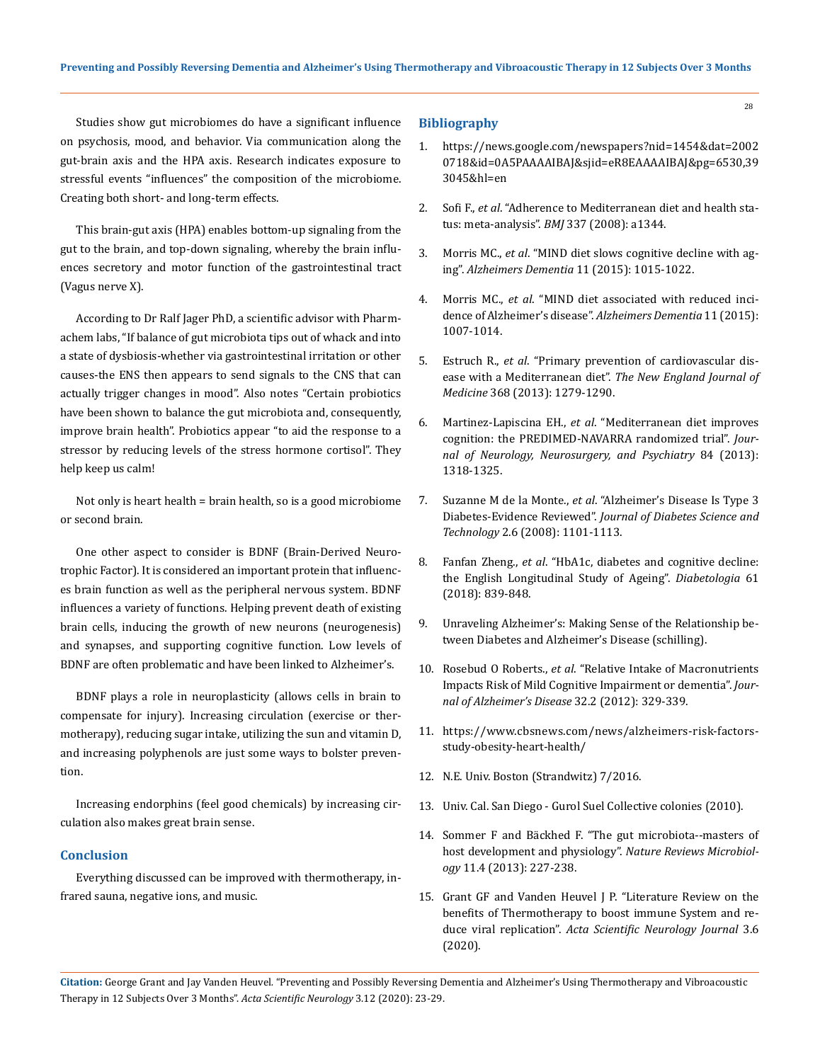Studies show gut microbiomes do have a significant influence on psychosis, mood, and behavior. Via communication along the gut-brain axis and the HPA axis. Research indicates exposure to stressful events "influences" the composition of the microbiome. Creating both short- and long-term effects.

This brain-gut axis (HPA) enables bottom-up signaling from the gut to the brain, and top-down signaling, whereby the brain influences secretory and motor function of the gastrointestinal tract (Vagus nerve X).

According to Dr Ralf Jager PhD, a scientific advisor with Pharmachem labs, "If balance of gut microbiota tips out of whack and into a state of dysbiosis-whether via gastrointestinal irritation or other causes-the ENS then appears to send signals to the CNS that can actually trigger changes in mood". Also notes "Certain probiotics have been shown to balance the gut microbiota and, consequently, improve brain health". Probiotics appear "to aid the response to a stressor by reducing levels of the stress hormone cortisol". They help keep us calm!

Not only is heart health = brain health, so is a good microbiome or second brain.

One other aspect to consider is BDNF (Brain-Derived Neurotrophic Factor). It is considered an important protein that influences brain function as well as the peripheral nervous system. BDNF influences a variety of functions. Helping prevent death of existing brain cells, inducing the growth of new neurons (neurogenesis) and synapses, and supporting cognitive function. Low levels of BDNF are often problematic and have been linked to Alzheimer's.

BDNF plays a role in neuroplasticity (allows cells in brain to compensate for injury). Increasing circulation (exercise or thermotherapy), reducing sugar intake, utilizing the sun and vitamin D, and increasing polyphenols are just some ways to bolster prevention.

Increasing endorphins (feel good chemicals) by increasing circulation also makes great brain sense.

## Conclusion

Everything discussed can be improved with thermotherapy, infrared sauna, negative ions, and music.

## Bibliography

1. https://news.google.com/newspapers?nid=1454&dat=20020718&id=0A5PAAAAIBAJ&sjid=eR8EAAAAIBAJ&pg=6530,393045&hl=en
2. Sofi F., *et al*. "Adherence to Mediterranean diet and health status: meta-analysis". *BMJ* 337 (2008): a1344.
3. Morris MC., *et al*. "MIND diet slows cognitive decline with aging". *Alzheimers Dementia* 11 (2015): 1015-1022.
4. Morris MC., *et al*. "MIND diet associated with reduced incidence of Alzheimer's disease". *Alzheimers Dementia* 11 (2015): 1007-1014.
5. Estruch R., *et al*. "Primary prevention of cardiovascular disease with a Mediterranean diet". *The New England Journal of Medicine* 368 (2013): 1279-1290.
6. Martinez-Lapiscina EH., *et al*. "Mediterranean diet improves cognition: the PREDIMED-NAVARRA randomized trial". *Journal of Neurology, Neurosurgery, and Psychiatry* 84 (2013): 1318-1325.
7. Suzanne M de la Monte., *et al*. "Alzheimer's Disease Is Type 3 Diabetes-Evidence Reviewed". *Journal of Diabetes Science and Technology* 2.6 (2008): 1101-1113.
8. Fanfan Zheng., *et al*. "HbA1c, diabetes and cognitive decline: the English Longitudinal Study of Ageing". *Diabetologia* 61 (2018): 839-848.
9. Unraveling Alzheimer's: Making Sense of the Relationship between Diabetes and Alzheimer's Disease (schilling).
10. Rosebud O Roberts., *et al*. "Relative Intake of Macronutrients Impacts Risk of Mild Cognitive Impairment or dementia". *Journal of Alzheimer's Disease* 32.2 (2012): 329-339.
11. https://www.cbsnews.com/news/alzheimers-risk-factors-study-obesity-heart-health/
12. N.E. Univ. Boston (Strandwitz) 7/2016.
13. Univ. Cal. San Diego - Gurol Suel Collective colonies (2010).
14. Sommer F and Bäckhed F. "The gut microbiota--masters of host development and physiology". *Nature Reviews Microbiology* 11.4 (2013): 227-238.
15. Grant GF and Vanden Heuvel J P. "Literature Review on the benefits of Thermotherapy to boost immune System and reduce viral replication". *Acta Scientific Neurology Journal* 3.6 (2020).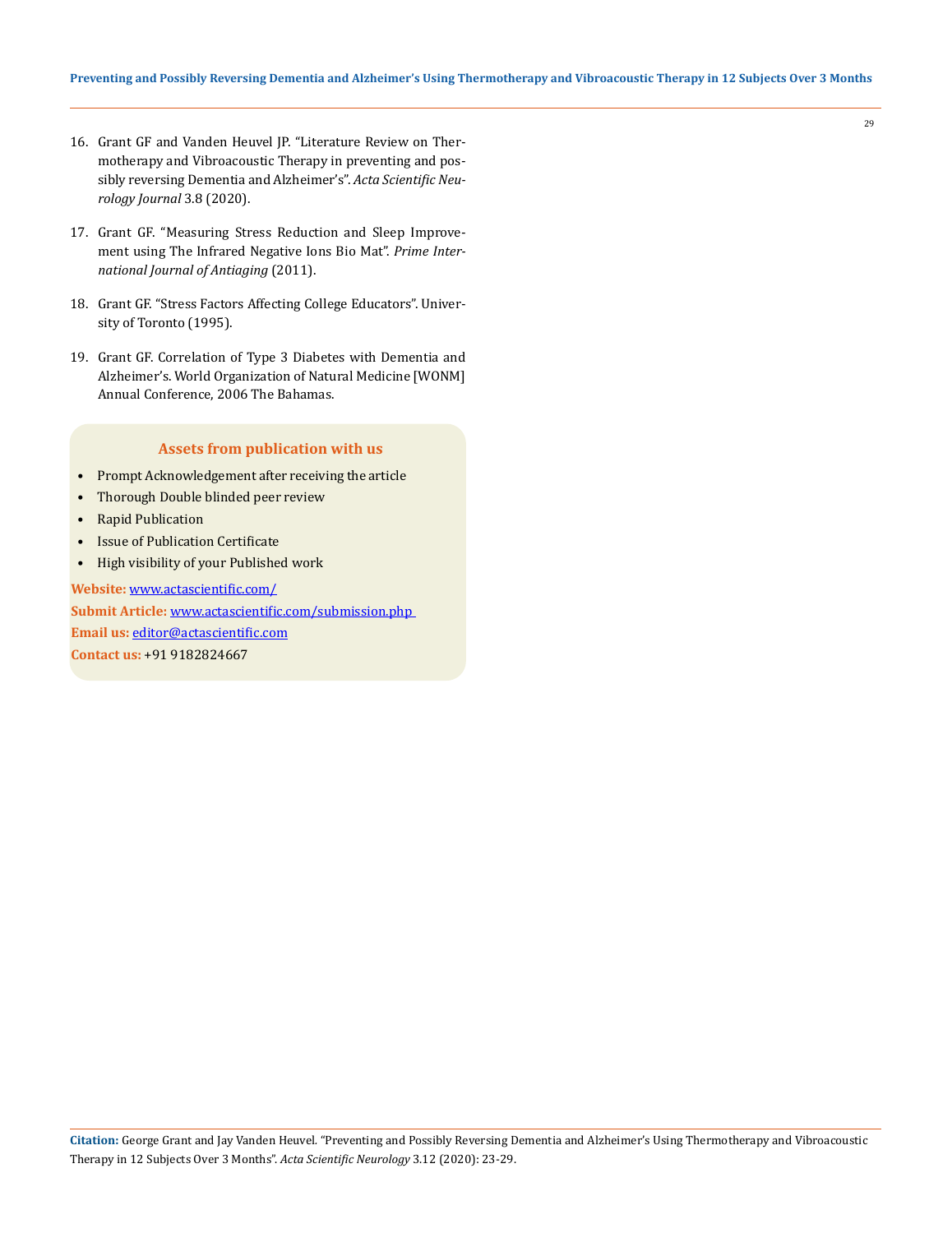16. Grant GF and Vanden Heuvel JP. "Literature Review on Thermotherapy and Vibroacoustic Therapy in preventing and possibly reversing Dementia and Alzheimer's". *Acta Scientific Neurology Journal* 3.8 (2020).

17. Grant GF. "Measuring Stress Reduction and Sleep Improvement using The Infrared Negative Ions Bio Mat". *Prime International Journal of Antiaging* (2011).

18. Grant GF. "Stress Factors Affecting College Educators". University of Toronto (1995).

19. Grant GF. Correlation of Type 3 Diabetes with Dementia and Alzheimer's. World Organization of Natural Medicine [WONM] Annual Conference, 2006 The Bahamas.

### Assets from publication with us

- Prompt Acknowledgement after receiving the article
- Thorough Double blinded peer review
- Rapid Publication
- Issue of Publication Certificate
- High visibility of your Published work

**Website:** www.actascientific.com/

**Submit Article:** www.actascientific.com/submission.php

**Email us:** editor@actascientific.com

**Contact us:** +91 9182824667